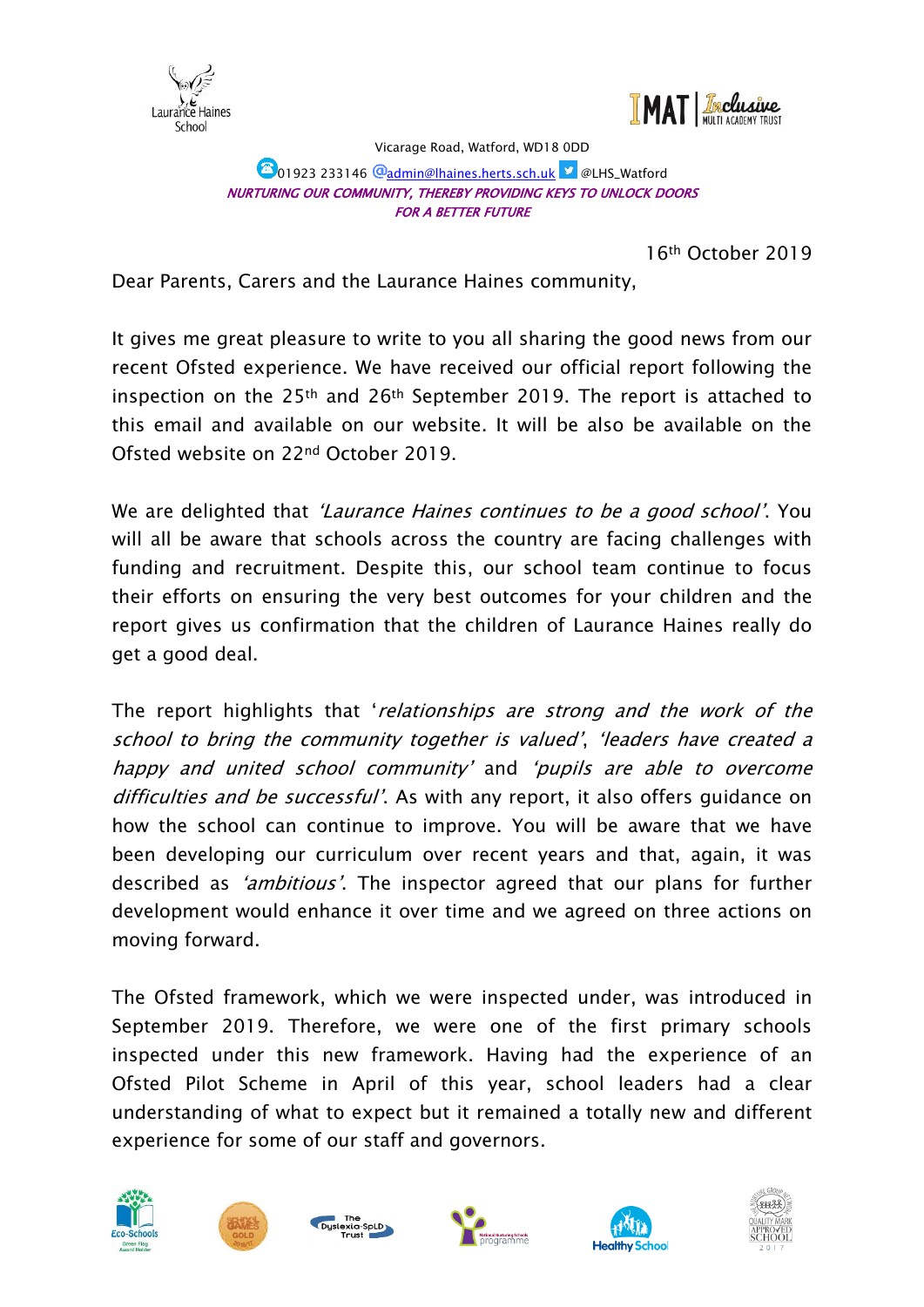Laurance Haines School

IMAT | Inclusive MULTI ACADEMY TRUST

Vicarage Road, Watford, WD18 0DD

01923 233146 admin@lhaines.herts.sch.uk @LHS_Watford

*NURTURING OUR COMMUNITY, THEREBY PROVIDING KEYS TO UNLOCK DOORS FOR A BETTER FUTURE*

16th October 2019

Dear Parents, Carers and the Laurance Haines community,

It gives me great pleasure to write to you all sharing the good news from our recent Ofsted experience. We have received our official report following the inspection on the 25th and 26th September 2019. The report is attached to this email and available on our website. It will be also be available on the Ofsted website on 22nd October 2019.

We are delighted that *'Laurance Haines continues to be a good school'*. You will all be aware that schools across the country are facing challenges with funding and recruitment. Despite this, our school team continue to focus their efforts on ensuring the very best outcomes for your children and the report gives us confirmation that the children of Laurance Haines really do get a good deal.

The report highlights that '*relationships are strong and the work of the school to bring the community together is valued*', *'leaders have created a happy and united school community'* and *'pupils are able to overcome difficulties and be successful'*. As with any report, it also offers guidance on how the school can continue to improve. You will be aware that we have been developing our curriculum over recent years and that, again, it was described as *'ambitious'*. The inspector agreed that our plans for further development would enhance it over time and we agreed on three actions on moving forward.

The Ofsted framework, which we were inspected under, was introduced in September 2019. Therefore, we were one of the first primary schools inspected under this new framework. Having had the experience of an Ofsted Pilot Scheme in April of this year, school leaders had a clear understanding of what to expect but it remained a totally new and different experience for some of our staff and governors.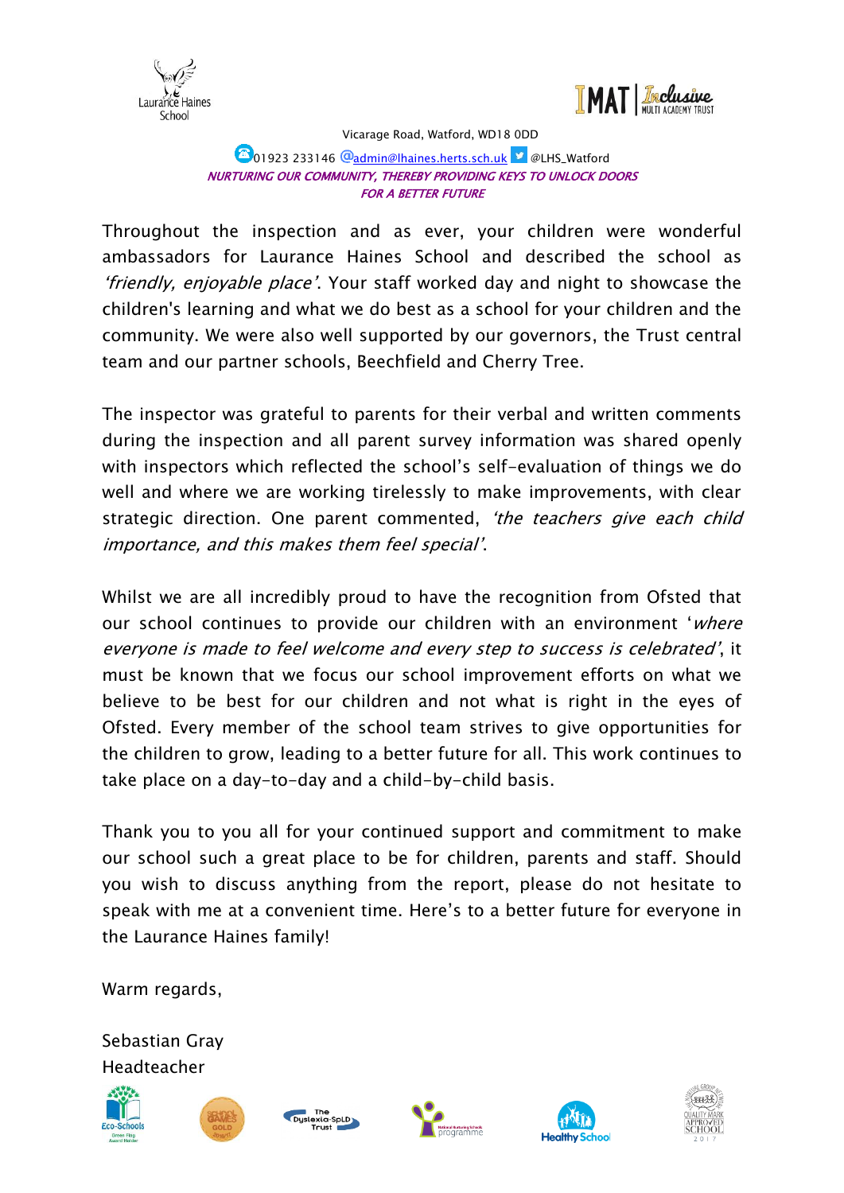Laurance Haines School

Vicarage Road, Watford, WD18 0DD

01923 233146 admin@lhaines.herts.sch.uk @LHS_Watford

***NURTURING OUR COMMUNITY, THEREBY PROVIDING KEYS TO UNLOCK DOORS FOR A BETTER FUTURE***

Throughout the inspection and as ever, your children were wonderful ambassadors for Laurance Haines School and described the school as *'friendly, enjoyable place'*. Your staff worked day and night to showcase the children's learning and what we do best as a school for your children and the community. We were also well supported by our governors, the Trust central team and our partner schools, Beechfield and Cherry Tree.

The inspector was grateful to parents for their verbal and written comments during the inspection and all parent survey information was shared openly with inspectors which reflected the school's self-evaluation of things we do well and where we are working tirelessly to make improvements, with clear strategic direction. One parent commented, *'the teachers give each child importance, and this makes them feel special'*.

Whilst we are all incredibly proud to have the recognition from Ofsted that our school continues to provide our children with an environment '*where everyone is made to feel welcome and every step to success is celebrated'*, it must be known that we focus our school improvement efforts on what we believe to be best for our children and not what is right in the eyes of Ofsted. Every member of the school team strives to give opportunities for the children to grow, leading to a better future for all. This work continues to take place on a day-to-day and a child-by-child basis.

Thank you to you all for your continued support and commitment to make our school such a great place to be for children, parents and staff. Should you wish to discuss anything from the report, please do not hesitate to speak with me at a convenient time. Here's to a better future for everyone in the Laurance Haines family!

Warm regards,

Sebastian Gray
Headteacher